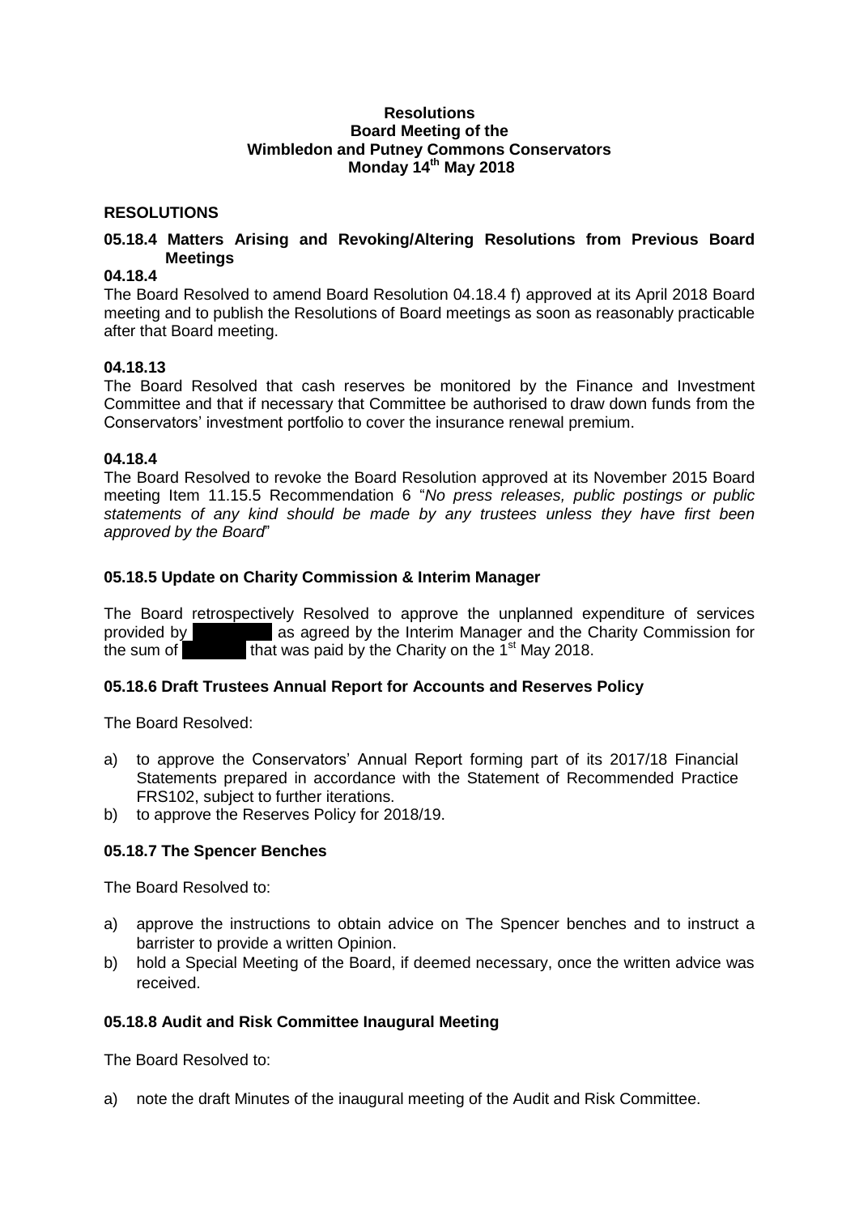**Resolutions**
**Board Meeting of the**
**Wimbledon and Putney Commons Conservators**
**Monday 14th May 2018**

## RESOLUTIONS

### 05.18.4 Matters Arising and Revoking/Altering Resolutions from Previous Board Meetings

**04.18.4**

The Board Resolved to amend Board Resolution 04.18.4 f) approved at its April 2018 Board meeting and to publish the Resolutions of Board meetings as soon as reasonably practicable after that Board meeting.

**04.18.13**

The Board Resolved that cash reserves be monitored by the Finance and Investment Committee and that if necessary that Committee be authorised to draw down funds from the Conservators' investment portfolio to cover the insurance renewal premium.

**04.18.4**

The Board Resolved to revoke the Board Resolution approved at its November 2015 Board meeting Item 11.15.5 Recommendation 6 "*No press releases, public postings or public statements of any kind should be made by any trustees unless they have first been approved by the Board*"

### 05.18.5 Update on Charity Commission & Interim Manager

The Board retrospectively Resolved to approve the unplanned expenditure of services provided by [redacted] as agreed by the Interim Manager and the Charity Commission for the sum of [redacted] that was paid by the Charity on the 1st May 2018.

### 05.18.6 Draft Trustees Annual Report for Accounts and Reserves Policy

The Board Resolved:

a) to approve the Conservators' Annual Report forming part of its 2017/18 Financial Statements prepared in accordance with the Statement of Recommended Practice FRS102, subject to further iterations.
b) to approve the Reserves Policy for 2018/19.

### 05.18.7 The Spencer Benches

The Board Resolved to:

a) approve the instructions to obtain advice on The Spencer benches and to instruct a barrister to provide a written Opinion.
b) hold a Special Meeting of the Board, if deemed necessary, once the written advice was received.

### 05.18.8 Audit and Risk Committee Inaugural Meeting

The Board Resolved to:

a) note the draft Minutes of the inaugural meeting of the Audit and Risk Committee.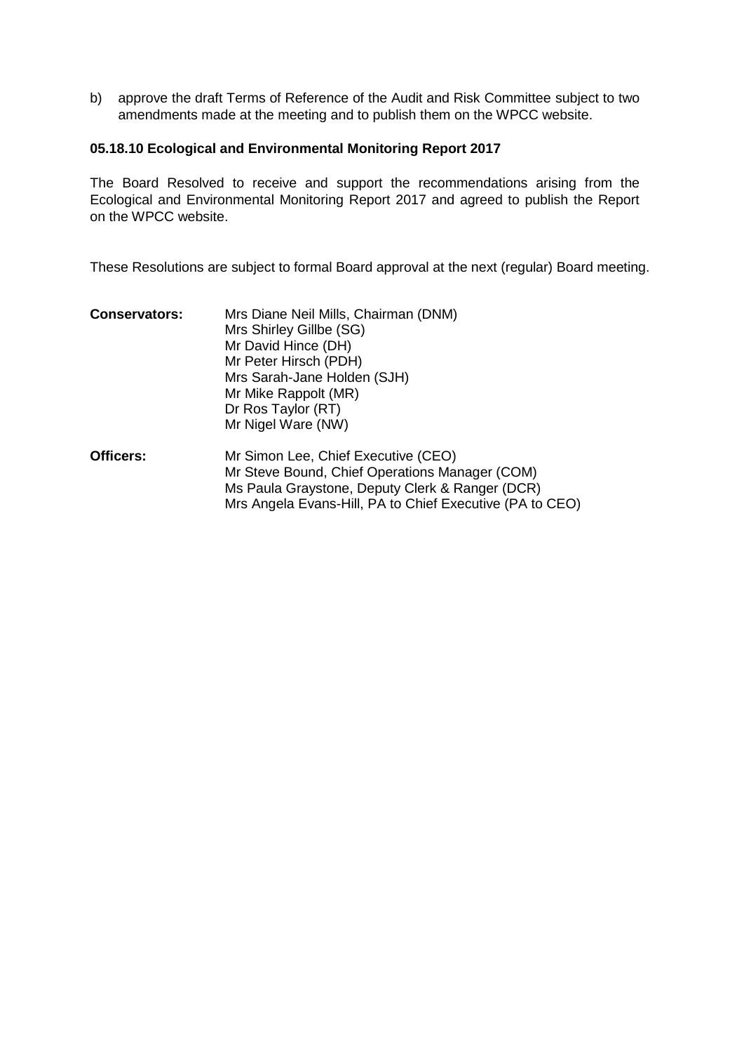b) approve the draft Terms of Reference of the Audit and Risk Committee subject to two amendments made at the meeting and to publish them on the WPCC website.

**05.18.10 Ecological and Environmental Monitoring Report 2017**

The Board Resolved to receive and support the recommendations arising from the Ecological and Environmental Monitoring Report 2017 and agreed to publish the Report on the WPCC website.

These Resolutions are subject to formal Board approval at the next (regular) Board meeting.

**Conservators:**
Mrs Diane Neil Mills, Chairman (DNM)
Mrs Shirley Gillbe (SG)
Mr David Hince (DH)
Mr Peter Hirsch (PDH)
Mrs Sarah-Jane Holden (SJH)
Mr Mike Rappolt (MR)
Dr Ros Taylor (RT)
Mr Nigel Ware (NW)

**Officers:**
Mr Simon Lee, Chief Executive (CEO)
Mr Steve Bound, Chief Operations Manager (COM)
Ms Paula Graystone, Deputy Clerk & Ranger (DCR)
Mrs Angela Evans-Hill, PA to Chief Executive (PA to CEO)